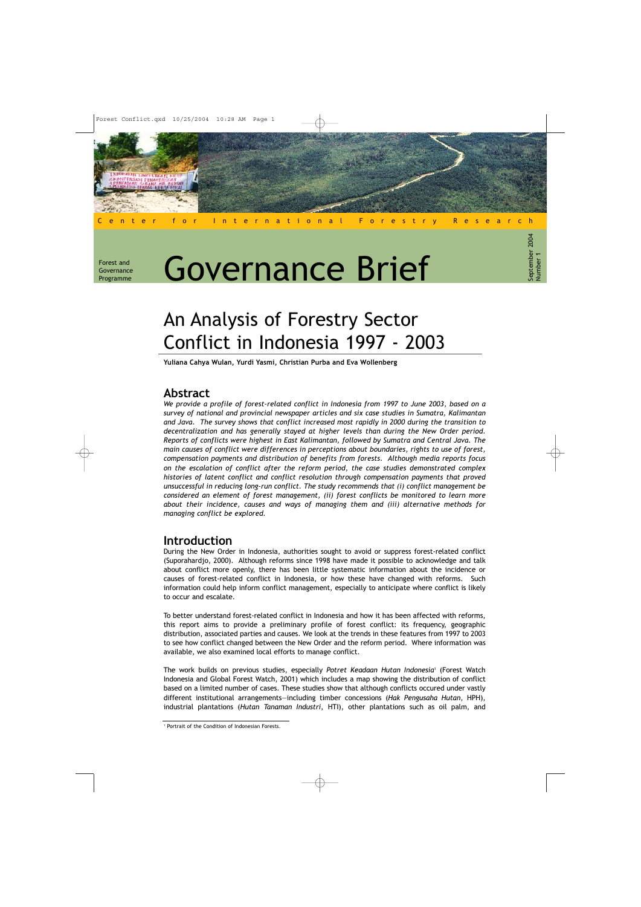Center for International Forestry Research

Forest and Governance Programme

# Governance Brief

September 2004
Number 1

## An Analysis of Forestry Sector Conflict in Indonesia 1997 - 2003

**Yuliana Cahya Wulan, Yurdi Yasmi, Christian Purba and Eva Wollenberg**

## Abstract

*We provide a profile of forest-related conflict in Indonesia from 1997 to June 2003, based on a survey of national and provincial newspaper articles and six case studies in Sumatra, Kalimantan and Java. The survey shows that conflict increased most rapidly in 2000 during the transition to decentralization and has generally stayed at higher levels than during the New Order period. Reports of conflicts were highest in East Kalimantan, followed by Sumatra and Central Java. The main causes of conflict were differences in perceptions about boundaries, rights to use of forest, compensation payments and distribution of benefits from forests. Although media reports focus on the escalation of conflict after the reform period, the case studies demonstrated complex histories of latent conflict and conflict resolution through compensation payments that proved unsuccessful in reducing long-run conflict. The study recommends that (i) conflict management be considered an element of forest management, (ii) forest conflicts be monitored to learn more about their incidence, causes and ways of managing them and (iii) alternative methods for managing conflict be explored.*

## Introduction

During the New Order in Indonesia, authorities sought to avoid or suppress forest-related conflict (Suporahardjo, 2000). Although reforms since 1998 have made it possible to acknowledge and talk about conflict more openly, there has been little systematic information about the incidence or causes of forest-related conflict in Indonesia, or how these have changed with reforms. Such information could help inform conflict management, especially to anticipate where conflict is likely to occur and escalate.

To better understand forest-related conflict in Indonesia and how it has been affected with reforms, this report aims to provide a preliminary profile of forest conflict: its frequency, geographic distribution, associated parties and causes. We look at the trends in these features from 1997 to 2003 to see how conflict changed between the New Order and the reform period. Where information was available, we also examined local efforts to manage conflict.

The work builds on previous studies, especially *Potret Keadaan Hutan Indonesia*[1] (Forest Watch Indonesia and Global Forest Watch, 2001) which includes a map showing the distribution of conflict based on a limited number of cases. These studies show that although conflicts occured under vastly different institutional arrangements—including timber concessions (*Hak Pengusaha Hutan*, HPH), industrial plantations (*Hutan Tanaman Industri*, HTI), other plantations such as oil palm, and

[1] Portrait of the Condition of Indonesian Forests.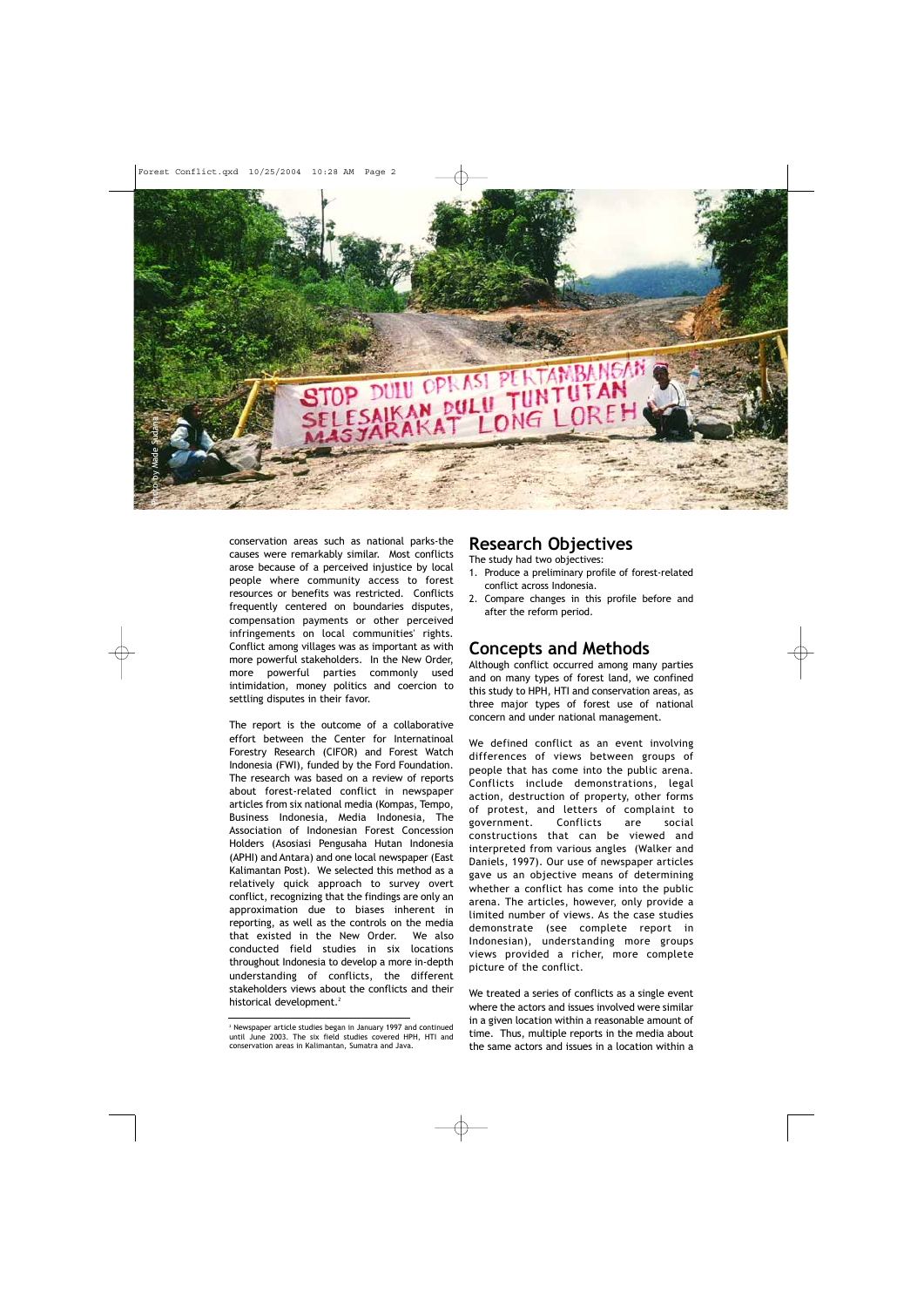conservation areas such as national parks-the causes were remarkably similar. Most conflicts arose because of a perceived injustice by local people where community access to forest resources or benefits was restricted. Conflicts frequently centered on boundaries disputes, compensation payments or other perceived infringements on local communities' rights. Conflict among villages was as important as with more powerful stakeholders. In the New Order, more powerful parties commonly used intimidation, money politics and coercion to settling disputes in their favor.

The report is the outcome of a collaborative effort between the Center for Internatinoal Forestry Research (CIFOR) and Forest Watch Indonesia (FWI), funded by the Ford Foundation. The research was based on a review of reports about forest-related conflict in newspaper articles from six national media (Kompas, Tempo, Business Indonesia, Media Indonesia, The Association of Indonesian Forest Concession Holders (Asosiasi Pengusaha Hutan Indonesia (APHI) and Antara) and one local newspaper (East Kalimantan Post). We selected this method as a relatively quick approach to survey overt conflict, recognizing that the findings are only an approximation due to biases inherent in reporting, as well as the controls on the media that existed in the New Order. We also conducted field studies in six locations throughout Indonesia to develop a more in-depth understanding of conflicts, the different stakeholders views about the conflicts and their historical development.[2]

[2] Newspaper article studies began in January 1997 and continued until June 2003. The six field studies covered HPH, HTI and conservation areas in Kalimantan, Sumatra and Java.

## Research Objectives

The study had two objectives:

1. Produce a preliminary profile of forest-related conflict across Indonesia.
2. Compare changes in this profile before and after the reform period.

## Concepts and Methods

Although conflict occurred among many parties and on many types of forest land, we confined this study to HPH, HTI and conservation areas, as three major types of forest use of national concern and under national management.

We defined conflict as an event involving differences of views between groups of people that has come into the public arena. Conflicts include demonstrations, legal action, destruction of property, other forms of protest, and letters of complaint to government. Conflicts are social constructions that can be viewed and interpreted from various angles (Walker and Daniels, 1997). Our use of newspaper articles gave us an objective means of determining whether a conflict has come into the public arena. The articles, however, only provide a limited number of views. As the case studies demonstrate (see complete report in Indonesian), understanding more groups views provided a richer, more complete picture of the conflict.

We treated a series of conflicts as a single event where the actors and issues involved were similar in a given location within a reasonable amount of time. Thus, multiple reports in the media about the same actors and issues in a location within a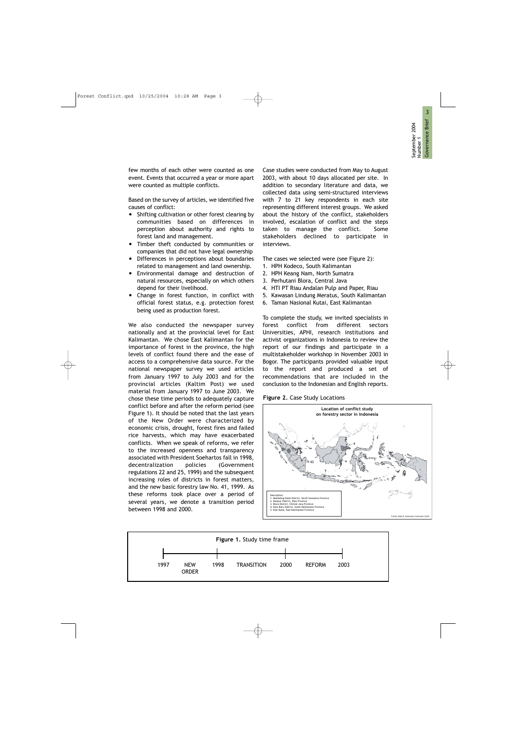few months of each other were counted as one event. Events that occurred a year or more apart were counted as multiple conflicts.

Based on the survey of articles, we identified five causes of conflict:

- Shifting cultivation or other forest clearing by communities based on differences in perception about authority and rights to forest land and management.
- Timber theft conducted by communities or companies that did not have legal ownership
- Differences in perceptions about boundaries related to management and land ownership.
- Environmental damage and destruction of natural resources, especially on which others depend for their livelihood.
- Change in forest function, in conflict with official forest status, e.g. protection forest being used as production forest.

We also conducted the newspaper survey nationally and at the provincial level for East Kalimantan. We chose East Kalimantan for the importance of forest in the province, the high levels of conflict found there and the ease of access to a comprehensive data source. For the national newspaper survey we used articles from January 1997 to July 2003 and for the provincial articles (Kaltim Post) we used material from January 1997 to June 2003. We chose these time periods to adequately capture conflict before and after the reform period (see Figure 1). It should be noted that the last years of the New Order were characterized by economic crisis, drought, forest fires and failed rice harvests, which may have exacerbated conflicts. When we speak of reforms, we refer to the increased openness and transparency associated with President Soehartos fall in 1998, decentralization policies (Government regulations 22 and 25, 1999) and the subsequent increasing roles of districts in forest matters, and the new basic forestry law No. 41, 1999. As these reforms took place over a period of several years, we denote a transition period between 1998 and 2000.

Case studies were conducted from May to August 2003, with about 10 days allocated per site. In addition to secondary literature and data, we collected data using semi-structured interviews with 7 to 21 key respondents in each site representing different interest groups. We asked about the history of the conflict, stakeholders involved, escalation of conflict and the steps taken to manage the conflict. Some stakeholders declined to participate in interviews.

The cases we selected were (see Figure 2):

1. HPH Kodeco, South Kalimantan
2. HPH Keang Nam, North Sumatra
3. Perhutani Blora, Central Java
4. HTI PT Riau Andalan Pulp and Paper, Riau
5. Kawasan Lindung Meratus, South Kalimantan
6. Taman Nasional Kutai, East Kalimantan

To complete the study, we invited specialists in forest conflict from different sectors Universities, APHI, research institutions and activist organizations in Indonesia to review the report of our findings and participate in a multistakeholder workshop in November 2003 in Bogor. The participants provided valuable input to the report and produced a set of recommendations that are included in the conclusion to the Indonesian and English reports.

**Figure 2.** Case Study Locations

Location of conflict study on forestry sector in Indonesia

Description:
1. Mandailing Natal District, North Sumatera Province
2. Kampar District, Riau Province
3. Blora District, CEntral Java Province
4. Kota Baru District, South Kalimantan Province
5. East Kutai, East Kalimantan Province

Forest Watch Indonesia-Outreach-2003

**Figure 1.** Study time frame

| 1997 | NEW ORDER | 1998 | TRANSITION | 2000 | REFORM | 2003 |
|---|---|---|---|---|---|---|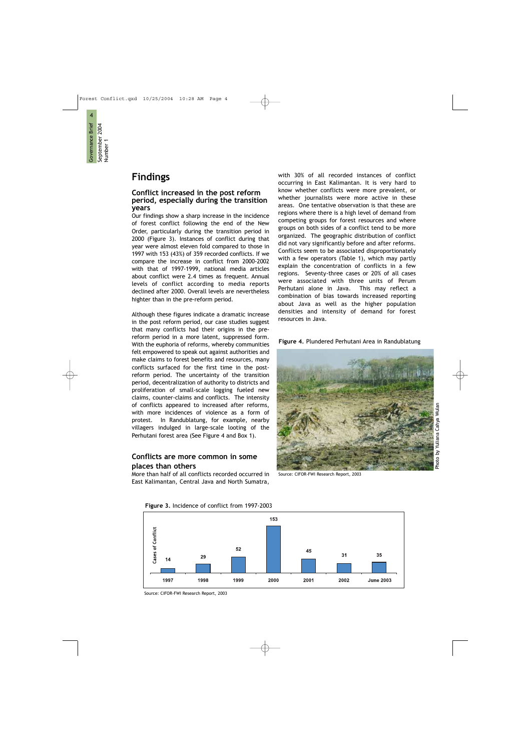# Findings

## Conflict increased in the post reform period, especially during the transition years

Our findings show a sharp increase in the incidence of forest conflict following the end of the New Order, particularly during the transition period in 2000 (Figure 3). Instances of conflict during that year were almost eleven fold compared to those in 1997 with 153 (43%) of 359 recorded conflicts. If we compare the increase in conflict from 2000-2002 with that of 1997-1999, national media articles about conflict were 2.4 times as frequent. Annual levels of conflict according to media reports declined after 2000. Overall levels are nevertheless highter than in the pre-reform period.

Although these figures indicate a dramatic increase in the post reform period, our case studies suggest that many conflicts had their origins in the pre-reform period in a more latent, suppressed form. With the euphoria of reforms, whereby communities felt empowered to speak out against authorities and make claims to forest benefits and resources, many conflicts surfaced for the first time in the post-reform period. The uncertainty of the transition period, decentralization of authority to districts and proliferation of small-scale logging fueled new claims, counter-claims and conflicts. The intensity of conflicts appeared to increased after reforms, with more incidences of violence as a form of protest. In Randublatung, for example, nearby villagers indulged in large-scale looting of the Perhutani forest area (See Figure 4 and Box 1).

## Conflicts are more common in some places than others

More than half of all conflicts recorded occurred in East Kalimantan, Central Java and North Sumatra, with 30% of all recorded instances of conflict occurring in East Kalimantan. It is very hard to know whether conflicts were more prevalent, or whether journalists were more active in these areas. One tentative observation is that these are regions where there is a high level of demand from competing groups for forest resources and where groups on both sides of a conflict tend to be more organized. The geographic distribution of conflict did not vary significantly before and after reforms. Conflicts seem to be associated disproportionately with a few operators (Table 1), which may partly explain the concentration of conflicts in a few regions. Seventy-three cases or 20% of all cases were associated with three units of Perum Perhutani alone in Java. This may reflect a combination of bias towards increased reporting about Java as well as the higher population densities and intensity of demand for forest resources in Java.

**Figure 4.** Plundered Perhutani Area in Randublatung

Photo by Yuliana Cahya Wulan

Source: CIFOR-FWI Research Report, 2003

**Figure 3.** Incidence of conflict from 1997-2003

| Year | Cases of Conflict |
|---|---|
| 1997 | 14 |
| 1998 | 29 |
| 1999 | 52 |
| 2000 | 153 |
| 2001 | 45 |
| 2002 | 31 |
| June 2003 | 35 |

Source: CIFOR-FWI Research Report, 2003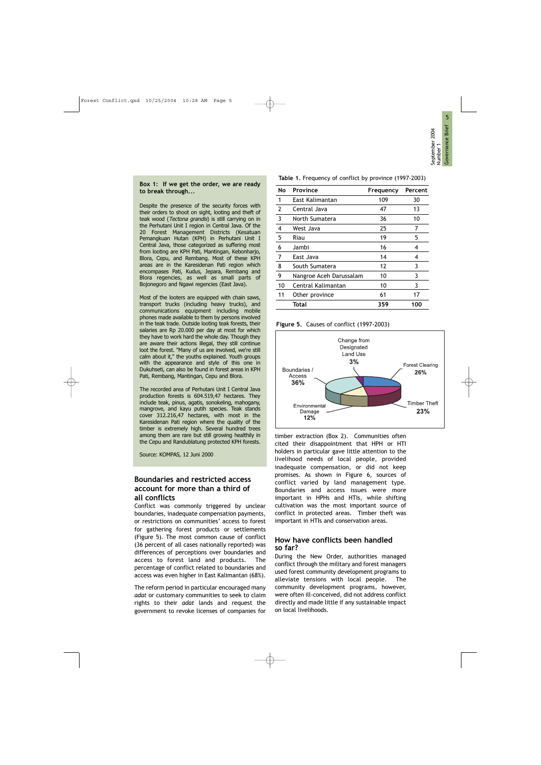**Box 1: If we get the order, we are ready to break through...**

Despite the presence of the security forces with their orders to shoot on sight, looting and theft of teak wood (*Tectona grandis*) is still carrying on in the Perhutani Unit I region in Central Java. Of the 20 Forest Management Districts (Kesatuan Pemangkuan Hutan (KPH) in Perhutani Unit I Central Java, those categorized as suffering most from looting are KPH Pati, Mantingan, Kebonharjo, Blora, Cepu, and Rembang. Most of these KPH areas are in the Karesidenan Pati region which encompasses Pati, Kudus, Jepara, Rembang and Blora regencies, as well as small parts of Bojonegoro and Ngawi regencies (East Java).

Most of the looters are equipped with chain saws, transport trucks (including heavy trucks), and communications equipment including mobile phones made available to them by persons involved in the teak trade. Outside looting teak forests, their salaries are Rp 20.000 per day at most for which they have to work hard the whole day. Though they are aware their actions illegal, they still continue loot the forest. "Many of us are involved, we're still calm about it," the youths explained. Youth groups with the appearance and style of this one in Dukuhseti, can also be found in forest areas in KPH Pati, Rembang, Mantingan, Cepu and Blora.

The recorded area of Perhutani Unit I Central Java production forests is 604.519,47 hectares. They include teak, pinus, agatis, sonokeling, mahogany, mangrove, and kayu putih species. Teak stands cover 312.216,47 hectares, with most in the Karesidenan Pati region where the quality of the timber is extremely high. Several hundred trees among them are rare but still growing healthily in the Cepu and Randublatung protected KPH forests.

Source: KOMPAS, 12 Juni 2000

## Boundaries and restricted access account for more than a third of all conflicts

Conflict was commonly triggered by unclear boundaries, inadequate compensation payments, or restrictions on communities' access to forest for gathering forest products or settlements (Figure 5). The most common cause of conflict (36 percent of all cases nationally reported) was differences of perceptions over boundaries and access to forest land and products. The percentage of conflict related to boundaries and access was even higher in East Kalimantan (68%).

The reform period in particular encouraged many *adat* or customary communities to seek to claim rights to their *adat* lands and request the government to revoke licenses of companies for timber extraction (Box 2). Communities often cited their disappointment that HPH or HTI holders in particular gave little attention to the livelihood needs of local people, provided inadequate compensation, or did not keep promises. As shown in Figure 6, sources of conflict varied by land management type. Boundaries and access issues were more important in HPHs and HTIs, while shifting cultivation was the most important source of conflict in protected areas. Timber theft was important in HTIs and conservation areas.

**Table 1.** Frequency of conflict by province (1997-2003)

| No | Province | Frequency | Percent |
|---|---|---|---|
| 1 | East Kalimantan | 109 | 30 |
| 2 | Central Java | 47 | 13 |
| 3 | North Sumatera | 36 | 10 |
| 4 | West Java | 25 | 7 |
| 5 | Riau | 19 | 5 |
| 6 | Jambi | 16 | 4 |
| 7 | East Java | 14 | 4 |
| 8 | South Sumatera | 12 | 3 |
| 9 | Nangroe Aceh Darussalam | 10 | 3 |
| 10 | Central Kalimantan | 10 | 3 |
| 11 | Other province | 61 | 17 |
| | **Total** | **359** | **100** |

**Figure 5.** Causes of conflict (1997-2003)

| Cause | Percent |
|---|---|
| Boundaries / Access | 36% |
| Forest Clearing | 26% |
| Timber Theft | 23% |
| Environmental Damage | 12% |
| Change from Designated Land Use | 3% |

## How have conflicts been handled so far?

During the New Order, authorities managed conflict through the military and forest managers used forest community development programs to alleviate tensions with local people. The community development programs, however, were often ill-conceived, did not address conflict directly and made little if any sustainable impact on local livelihoods.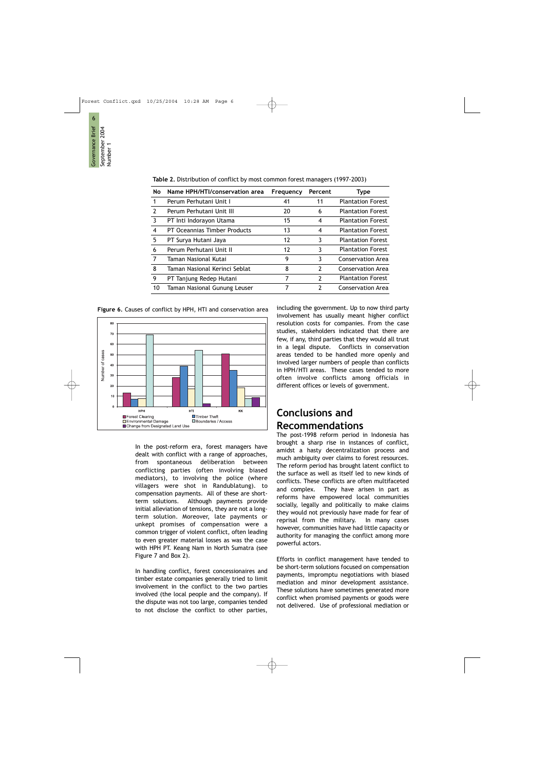**Table 2.** Distribution of conflict by most common forest managers (1997-2003)

| No | Name HPH/HTI/conservation area | Frequency | Percent | Type |
|---|---|---|---|---|
| 1 | Perum Perhutani Unit I | 41 | 11 | Plantation Forest |
| 2 | Perum Perhutani Unit III | 20 | 6 | Plantation Forest |
| 3 | PT Inti Indorayon Utama | 15 | 4 | Plantation Forest |
| 4 | PT Oceannias Timber Products | 13 | 4 | Plantation Forest |
| 5 | PT Surya Hutani Jaya | 12 | 3 | Plantation Forest |
| 6 | Perum Perhutani Unit II | 12 | 3 | Plantation Forest |
| 7 | Taman Nasional Kutai | 9 | 3 | Conservation Area |
| 8 | Taman Nasional Kerinci Seblat | 8 | 2 | Conservation Area |
| 9 | PT Tanjung Redep Hutani | 7 | 2 | Plantation Forest |
| 10 | Taman Nasional Gunung Leuser | 7 | 2 | Conservation Area |

**Figure 6.** Causes of conflict by HPH, HTI and conservation area

In the post-reform era, forest managers have dealt with conflict with a range of approaches, from spontaneous deliberation between conflicting parties (often involving biased mediators), to involving the police (where villagers were shot in Randublatung). to compensation payments. All of these are short-term solutions. Although payments provide initial alleviation of tensions, they are not a long-term solution. Moreover, late payments or unkept promises of compensation were a common trigger of violent conflict, often leading to even greater material losses as was the case with HPH PT. Keang Nam in North Sumatra (see Figure 7 and Box 2).

In handling conflict, forest concessionaires and timber estate companies generally tried to limit involvement in the conflict to the two parties involved (the local people and the company). If the dispute was not too large, companies tended to not disclose the conflict to other parties, including the government. Up to now third party involvement has usually meant higher conflict resolution costs for companies. From the case studies, stakeholders indicated that there are few, if any, third parties that they would all trust in a legal dispute. Conflicts in conservation areas tended to be handled more openly and involved larger numbers of people than conflicts in HPH/HTI areas. These cases tended to more often involve conflicts among officials in different offices or levels of government.

## Conclusions and Recommendations

The post-1998 reform period in Indonesia has brought a sharp rise in instances of conflict, amidst a hasty decentralization process and much ambiguity over claims to forest resources. The reform period has brought latent conflict to the surface as well as itself led to new kinds of conflicts. These conflicts are often multifaceted and complex. They have arisen in part as reforms have empowered local communities socially, legally and politically to make claims they would not previously have made for fear of reprisal from the military. In many cases however, communities have had little capacity or authority for managing the conflict among more powerful actors.

Efforts in conflict management have tended to be short-term solutions focused on compensation payments, impromptu negotiations with biased mediation and minor development assistance. These solutions have sometimes generated more conflict when promised payments or goods were not delivered. Use of professional mediation or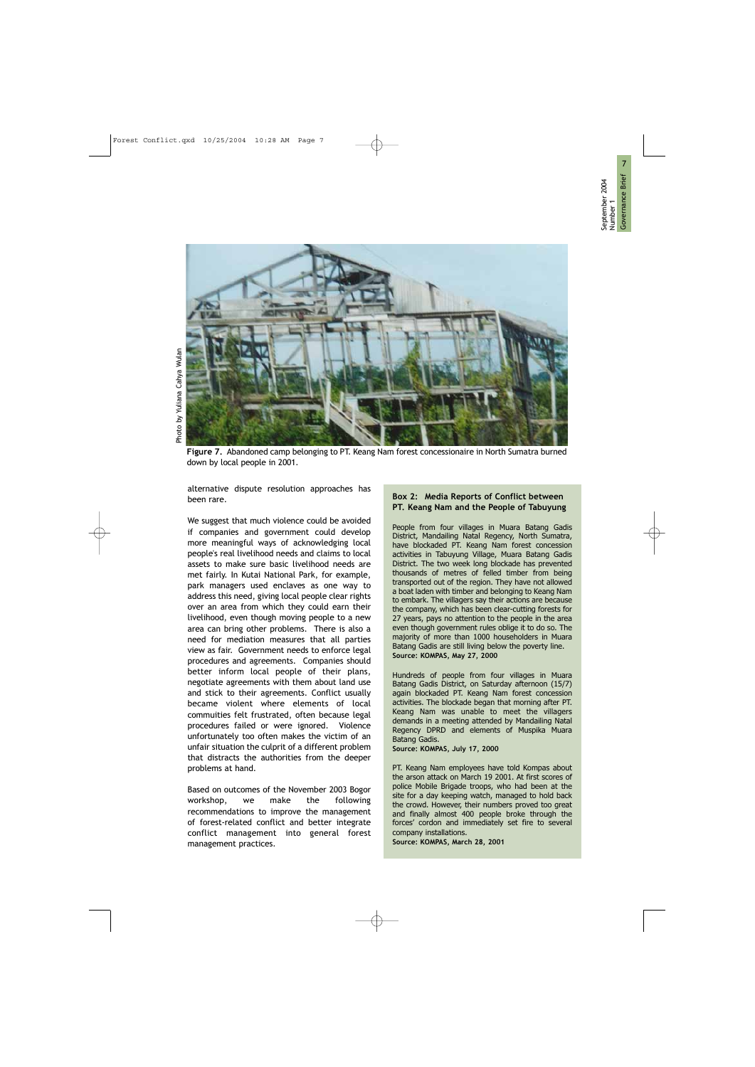Photo by Yuliana Cahya Wulan

**Figure 7.** Abandoned camp belonging to PT. Keang Nam forest concessionaire in North Sumatra burned down by local people in 2001.

alternative dispute resolution approaches has been rare.

We suggest that much violence could be avoided if companies and government could develop more meaningful ways of acknowledging local people's real livelihood needs and claims to local assets to make sure basic livelihood needs are met fairly. In Kutai National Park, for example, park managers used enclaves as one way to address this need, giving local people clear rights over an area from which they could earn their livelihood, even though moving people to a new area can bring other problems. There is also a need for mediation measures that all parties view as fair. Government needs to enforce legal procedures and agreements. Companies should better inform local people of their plans, negotiate agreements with them about land use and stick to their agreements. Conflict usually became violent where elements of local commuities felt frustrated, often because legal procedures failed or were ignored. Violence unfortunately too often makes the victim of an unfair situation the culprit of a different problem that distracts the authorities from the deeper problems at hand.

Based on outcomes of the November 2003 Bogor workshop, we make the following recommendations to improve the management of forest-related conflict and better integrate conflict management into general forest management practices.

**Box 2: Media Reports of Conflict between PT. Keang Nam and the People of Tabuyung**

People from four villages in Muara Batang Gadis District, Mandailing Natal Regency, North Sumatra, have blockaded PT. Keang Nam forest concession activities in Tabuyung Village, Muara Batang Gadis District. The two week long blockade has prevented thousands of metres of felled timber from being transported out of the region. They have not allowed a boat laden with timber and belonging to Keang Nam to embark. The villagers say their actions are because the company, which has been clear-cutting forests for 27 years, pays no attention to the people in the area even though government rules oblige it to do so. The majority of more than 1000 householders in Muara Batang Gadis are still living below the poverty line.
**Source: KOMPAS, May 27, 2000**

Hundreds of people from four villages in Muara Batang Gadis District, on Saturday afternoon (15/7) again blockaded PT. Keang Nam forest concession activities. The blockade began that morning after PT. Keang Nam was unable to meet the villagers demands in a meeting attended by Mandailing Natal Regency DPRD and elements of Muspika Muara Batang Gadis.
**Source: KOMPAS, July 17, 2000**

PT. Keang Nam employees have told Kompas about the arson attack on March 19 2001. At first scores of police Mobile Brigade troops, who had been at the site for a day keeping watch, managed to hold back the crowd. However, their numbers proved too great and finally almost 400 people broke through the forces' cordon and immediately set fire to several company installations.
**Source: KOMPAS, March 28, 2001**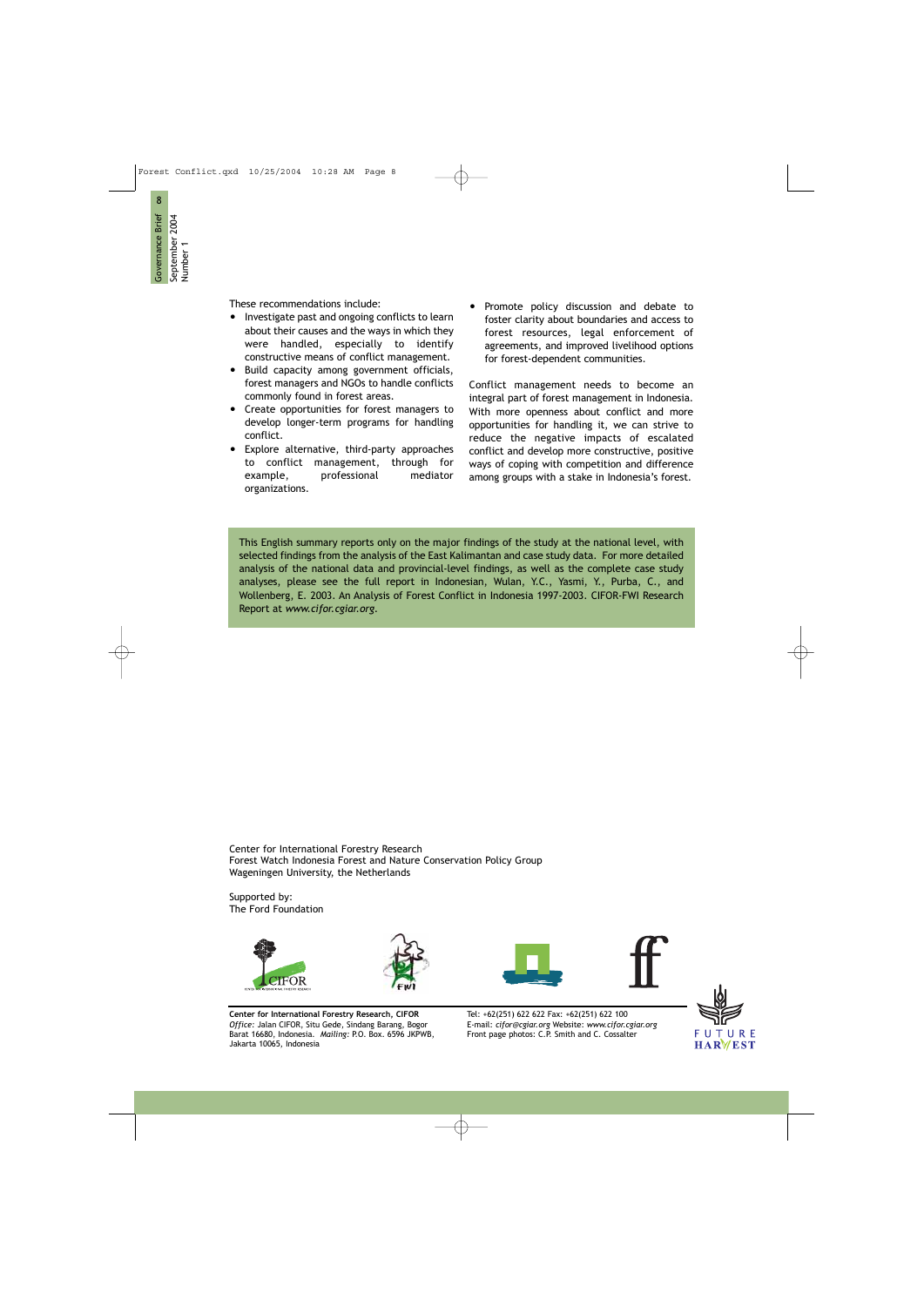These recommendations include:

- Investigate past and ongoing conflicts to learn about their causes and the ways in which they were handled, especially to identify constructive means of conflict management.
- Build capacity among government officials, forest managers and NGOs to handle conflicts commonly found in forest areas.
- Create opportunities for forest managers to develop longer-term programs for handling conflict.
- Explore alternative, third-party approaches to conflict management, through for example, professional mediator organizations.
- Promote policy discussion and debate to foster clarity about boundaries and access to forest resources, legal enforcement of agreements, and improved livelihood options for forest-dependent communities.

Conflict management needs to become an integral part of forest management in Indonesia. With more openness about conflict and more opportunities for handling it, we can strive to reduce the negative impacts of escalated conflict and develop more constructive, positive ways of coping with competition and difference among groups with a stake in Indonesia's forest.

This English summary reports only on the major findings of the study at the national level, with selected findings from the analysis of the East Kalimantan and case study data. For more detailed analysis of the national data and provincial-level findings, as well as the complete case study analyses, please see the full report in Indonesian, Wulan, Y.C., Yasmi, Y., Purba, C., and Wollenberg, E. 2003. An Analysis of Forest Conflict in Indonesia 1997-2003. CIFOR-FWI Research Report at *www.cifor.cgiar.org*.

Center for International Forestry Research
Forest Watch Indonesia Forest and Nature Conservation Policy Group
Wageningen University, the Netherlands

Supported by:
The Ford Foundation

**Center for International Forestry Research, CIFOR**
*Office*: Jalan CIFOR, Situ Gede, Sindang Barang, Bogor Barat 16680, Indonesia. *Mailing*: P.O. Box. 6596 JKPWB, Jakarta 10065, Indonesia

Tel: +62(251) 622 622 Fax: +62(251) 622 100
E-mail: *cifor@cgiar.org* Website: *www.cifor.cgiar.org*
Front page photos: C.P. Smith and C. Cossalter